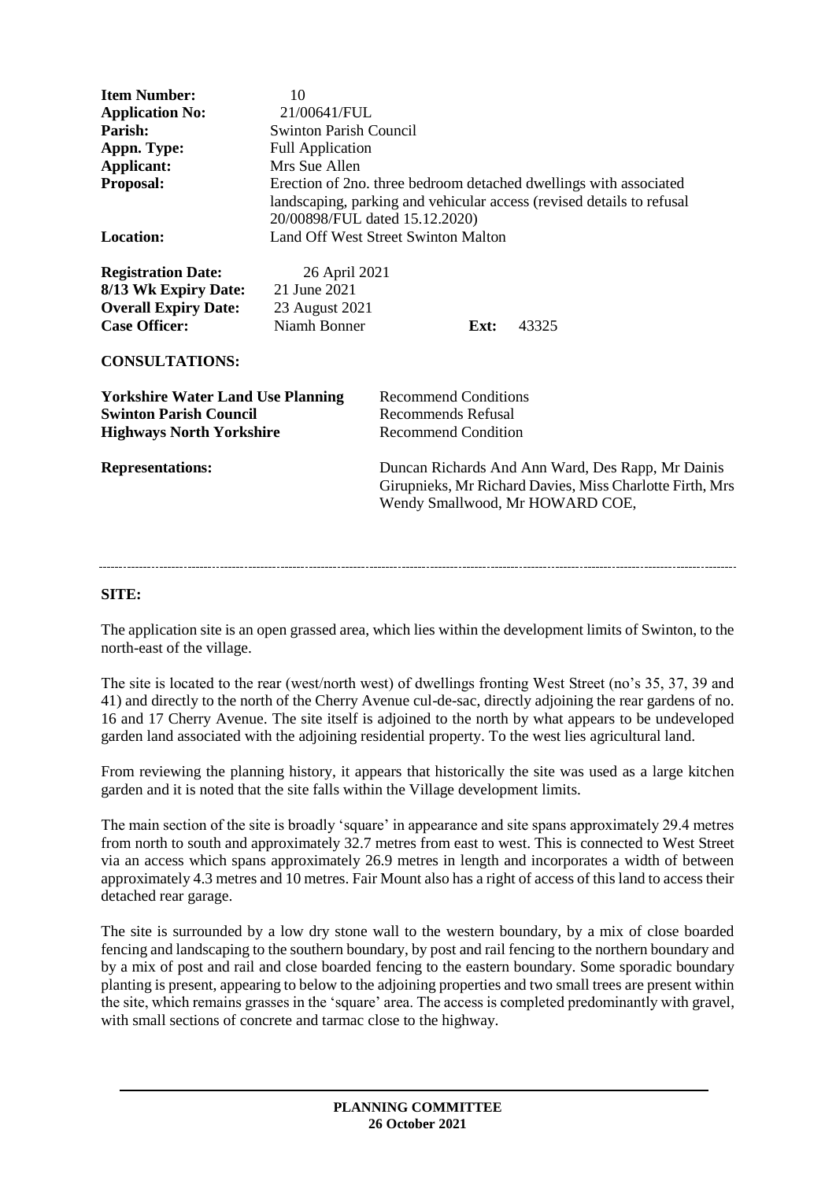| | |
|---|---|
| **Item Number:** | 10 |
| **Application No:** | 21/00641/FUL |
| **Parish:** | Swinton Parish Council |
| **Appn. Type:** | Full Application |
| **Applicant:** | Mrs Sue Allen |
| **Proposal:** | Erection of 2no. three bedroom detached dwellings with associated landscaping, parking and vehicular access (revised details to refusal 20/00898/FUL dated 15.12.2020) |
| **Location:** | Land Off West Street Swinton Malton |

| | | | |
|---|---|---|---|
| **Registration Date:** | 26 April 2021 | | |
| **8/13 Wk Expiry Date:** | 21 June 2021 | | |
| **Overall Expiry Date:** | 23 August 2021 | | |
| **Case Officer:** | Niamh Bonner | **Ext:** | 43325 |

**CONSULTATIONS:**

| | |
|---|---|
| **Yorkshire Water Land Use Planning** | Recommend Conditions |
| **Swinton Parish Council** | Recommends Refusal |
| **Highways North Yorkshire** | Recommend Condition |

| | |
|---|---|
| **Representations:** | Duncan Richards And Ann Ward, Des Rapp, Mr Dainis Girupnieks, Mr Richard Davies, Miss Charlotte Firth, Mrs Wendy Smallwood, Mr HOWARD COE, |

---

**SITE:**

The application site is an open grassed area, which lies within the development limits of Swinton, to the north-east of the village.

The site is located to the rear (west/north west) of dwellings fronting West Street (no's 35, 37, 39 and 41) and directly to the north of the Cherry Avenue cul-de-sac, directly adjoining the rear gardens of no. 16 and 17 Cherry Avenue. The site itself is adjoined to the north by what appears to be undeveloped garden land associated with the adjoining residential property. To the west lies agricultural land.

From reviewing the planning history, it appears that historically the site was used as a large kitchen garden and it is noted that the site falls within the Village development limits.

The main section of the site is broadly 'square' in appearance and site spans approximately 29.4 metres from north to south and approximately 32.7 metres from east to west. This is connected to West Street via an access which spans approximately 26.9 metres in length and incorporates a width of between approximately 4.3 metres and 10 metres. Fair Mount also has a right of access of this land to access their detached rear garage.

The site is surrounded by a low dry stone wall to the western boundary, by a mix of close boarded fencing and landscaping to the southern boundary, by post and rail fencing to the northern boundary and by a mix of post and rail and close boarded fencing to the eastern boundary. Some sporadic boundary planting is present, appearing to below to the adjoining properties and two small trees are present within the site, which remains grasses in the 'square' area. The access is completed predominantly with gravel, with small sections of concrete and tarmac close to the highway.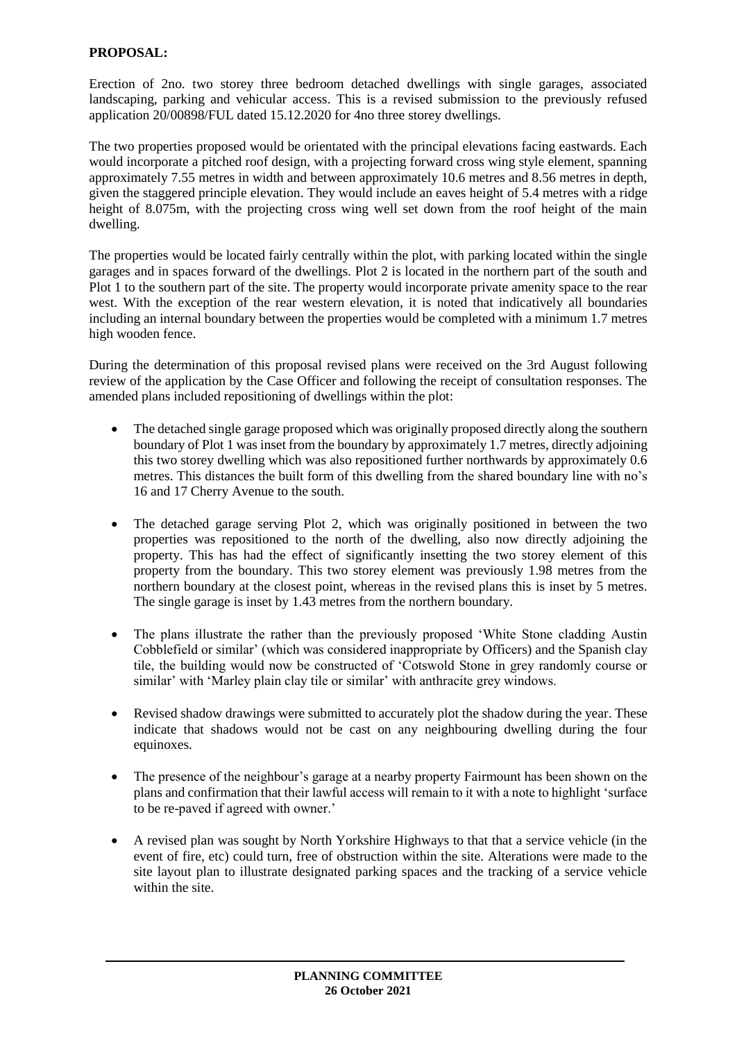**PROPOSAL:**

Erection of 2no. two storey three bedroom detached dwellings with single garages, associated landscaping, parking and vehicular access. This is a revised submission to the previously refused application 20/00898/FUL dated 15.12.2020 for 4no three storey dwellings.

The two properties proposed would be orientated with the principal elevations facing eastwards. Each would incorporate a pitched roof design, with a projecting forward cross wing style element, spanning approximately 7.55 metres in width and between approximately 10.6 metres and 8.56 metres in depth, given the staggered principle elevation. They would include an eaves height of 5.4 metres with a ridge height of 8.075m, with the projecting cross wing well set down from the roof height of the main dwelling.

The properties would be located fairly centrally within the plot, with parking located within the single garages and in spaces forward of the dwellings. Plot 2 is located in the northern part of the south and Plot 1 to the southern part of the site. The property would incorporate private amenity space to the rear west. With the exception of the rear western elevation, it is noted that indicatively all boundaries including an internal boundary between the properties would be completed with a minimum 1.7 metres high wooden fence.

During the determination of this proposal revised plans were received on the 3rd August following review of the application by the Case Officer and following the receipt of consultation responses. The amended plans included repositioning of dwellings within the plot:

- The detached single garage proposed which was originally proposed directly along the southern boundary of Plot 1 was inset from the boundary by approximately 1.7 metres, directly adjoining this two storey dwelling which was also repositioned further northwards by approximately 0.6 metres. This distances the built form of this dwelling from the shared boundary line with no's 16 and 17 Cherry Avenue to the south.
- The detached garage serving Plot 2, which was originally positioned in between the two properties was repositioned to the north of the dwelling, also now directly adjoining the property. This has had the effect of significantly insetting the two storey element of this property from the boundary. This two storey element was previously 1.98 metres from the northern boundary at the closest point, whereas in the revised plans this is inset by 5 metres. The single garage is inset by 1.43 metres from the northern boundary.
- The plans illustrate the rather than the previously proposed 'White Stone cladding Austin Cobblefield or similar' (which was considered inappropriate by Officers) and the Spanish clay tile, the building would now be constructed of 'Cotswold Stone in grey randomly course or similar' with 'Marley plain clay tile or similar' with anthracite grey windows.
- Revised shadow drawings were submitted to accurately plot the shadow during the year. These indicate that shadows would not be cast on any neighbouring dwelling during the four equinoxes.
- The presence of the neighbour's garage at a nearby property Fairmount has been shown on the plans and confirmation that their lawful access will remain to it with a note to highlight 'surface to be re-paved if agreed with owner.'
- A revised plan was sought by North Yorkshire Highways to that that a service vehicle (in the event of fire, etc) could turn, free of obstruction within the site. Alterations were made to the site layout plan to illustrate designated parking spaces and the tracking of a service vehicle within the site.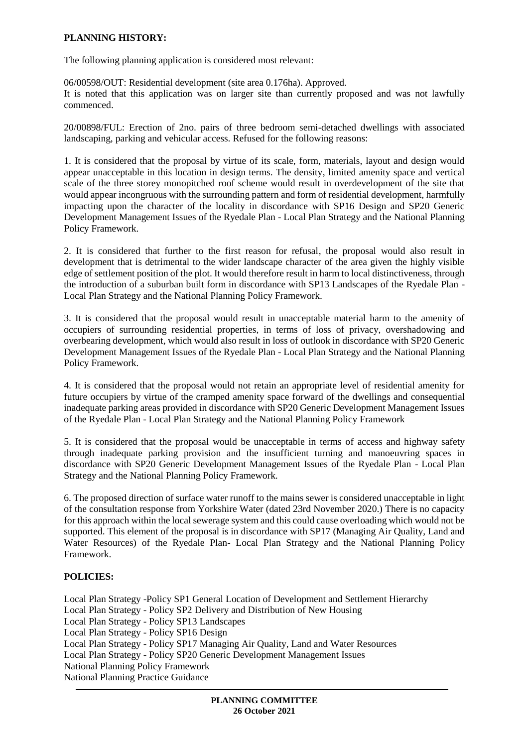**PLANNING HISTORY:**

The following planning application is considered most relevant:

06/00598/OUT: Residential development (site area 0.176ha). Approved.
It is noted that this application was on larger site than currently proposed and was not lawfully commenced.

20/00898/FUL: Erection of 2no. pairs of three bedroom semi-detached dwellings with associated landscaping, parking and vehicular access. Refused for the following reasons:

1. It is considered that the proposal by virtue of its scale, form, materials, layout and design would appear unacceptable in this location in design terms. The density, limited amenity space and vertical scale of the three storey monopitched roof scheme would result in overdevelopment of the site that would appear incongruous with the surrounding pattern and form of residential development, harmfully impacting upon the character of the locality in discordance with SP16 Design and SP20 Generic Development Management Issues of the Ryedale Plan - Local Plan Strategy and the National Planning Policy Framework.

2. It is considered that further to the first reason for refusal, the proposal would also result in development that is detrimental to the wider landscape character of the area given the highly visible edge of settlement position of the plot. It would therefore result in harm to local distinctiveness, through the introduction of a suburban built form in discordance with SP13 Landscapes of the Ryedale Plan - Local Plan Strategy and the National Planning Policy Framework.

3. It is considered that the proposal would result in unacceptable material harm to the amenity of occupiers of surrounding residential properties, in terms of loss of privacy, overshadowing and overbearing development, which would also result in loss of outlook in discordance with SP20 Generic Development Management Issues of the Ryedale Plan - Local Plan Strategy and the National Planning Policy Framework.

4. It is considered that the proposal would not retain an appropriate level of residential amenity for future occupiers by virtue of the cramped amenity space forward of the dwellings and consequential inadequate parking areas provided in discordance with SP20 Generic Development Management Issues of the Ryedale Plan - Local Plan Strategy and the National Planning Policy Framework

5. It is considered that the proposal would be unacceptable in terms of access and highway safety through inadequate parking provision and the insufficient turning and manoeuvring spaces in discordance with SP20 Generic Development Management Issues of the Ryedale Plan - Local Plan Strategy and the National Planning Policy Framework.

6. The proposed direction of surface water runoff to the mains sewer is considered unacceptable in light of the consultation response from Yorkshire Water (dated 23rd November 2020.) There is no capacity for this approach within the local sewerage system and this could cause overloading which would not be supported. This element of the proposal is in discordance with SP17 (Managing Air Quality, Land and Water Resources) of the Ryedale Plan- Local Plan Strategy and the National Planning Policy Framework.

**POLICIES:**

Local Plan Strategy -Policy SP1 General Location of Development and Settlement Hierarchy
Local Plan Strategy - Policy SP2 Delivery and Distribution of New Housing
Local Plan Strategy - Policy SP13 Landscapes
Local Plan Strategy - Policy SP16 Design
Local Plan Strategy - Policy SP17 Managing Air Quality, Land and Water Resources
Local Plan Strategy - Policy SP20 Generic Development Management Issues
National Planning Policy Framework
National Planning Practice Guidance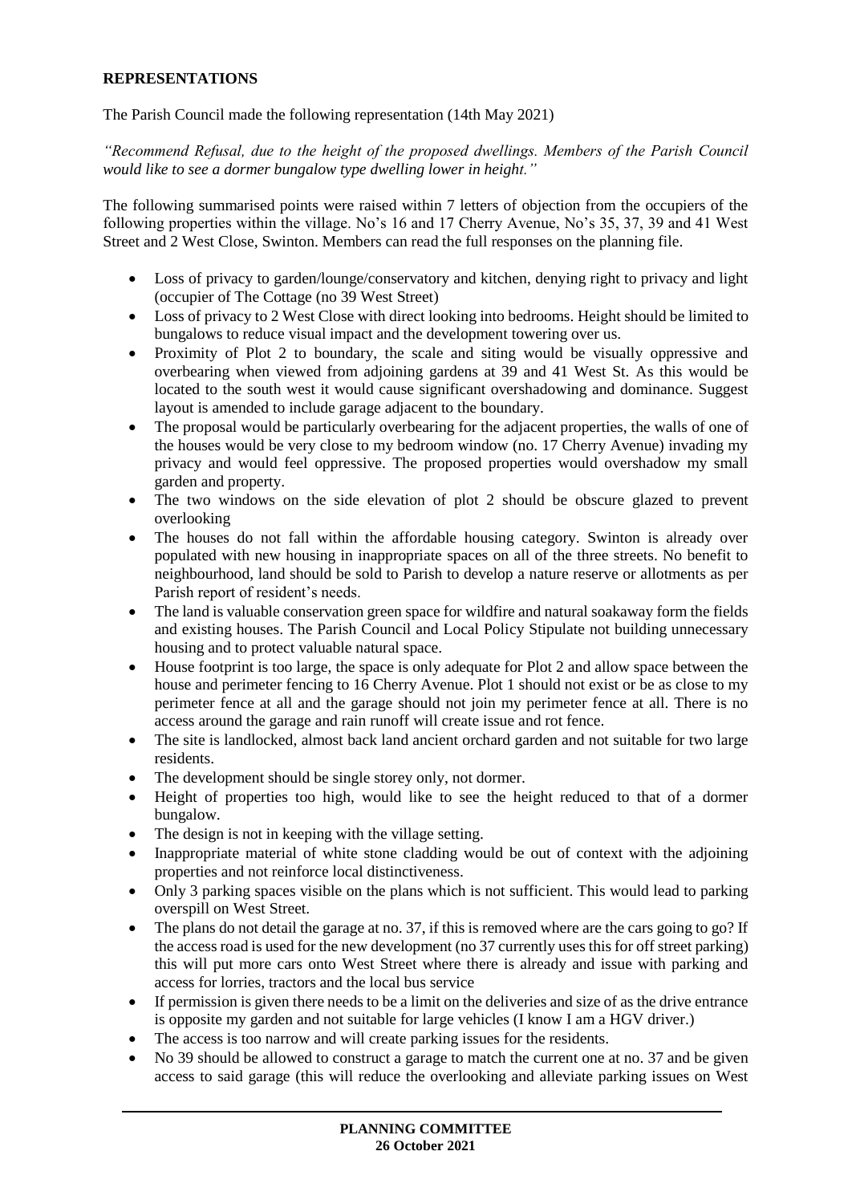**REPRESENTATIONS**

The Parish Council made the following representation (14th May 2021)

*"Recommend Refusal, due to the height of the proposed dwellings. Members of the Parish Council would like to see a dormer bungalow type dwelling lower in height."*

The following summarised points were raised within 7 letters of objection from the occupiers of the following properties within the village. No's 16 and 17 Cherry Avenue, No's 35, 37, 39 and 41 West Street and 2 West Close, Swinton. Members can read the full responses on the planning file.

- Loss of privacy to garden/lounge/conservatory and kitchen, denying right to privacy and light (occupier of The Cottage (no 39 West Street)
- Loss of privacy to 2 West Close with direct looking into bedrooms. Height should be limited to bungalows to reduce visual impact and the development towering over us.
- Proximity of Plot 2 to boundary, the scale and siting would be visually oppressive and overbearing when viewed from adjoining gardens at 39 and 41 West St. As this would be located to the south west it would cause significant overshadowing and dominance. Suggest layout is amended to include garage adjacent to the boundary.
- The proposal would be particularly overbearing for the adjacent properties, the walls of one of the houses would be very close to my bedroom window (no. 17 Cherry Avenue) invading my privacy and would feel oppressive. The proposed properties would overshadow my small garden and property.
- The two windows on the side elevation of plot 2 should be obscure glazed to prevent overlooking
- The houses do not fall within the affordable housing category. Swinton is already over populated with new housing in inappropriate spaces on all of the three streets. No benefit to neighbourhood, land should be sold to Parish to develop a nature reserve or allotments as per Parish report of resident's needs.
- The land is valuable conservation green space for wildfire and natural soakaway form the fields and existing houses. The Parish Council and Local Policy Stipulate not building unnecessary housing and to protect valuable natural space.
- House footprint is too large, the space is only adequate for Plot 2 and allow space between the house and perimeter fencing to 16 Cherry Avenue. Plot 1 should not exist or be as close to my perimeter fence at all and the garage should not join my perimeter fence at all. There is no access around the garage and rain runoff will create issue and rot fence.
- The site is landlocked, almost back land ancient orchard garden and not suitable for two large residents.
- The development should be single storey only, not dormer.
- Height of properties too high, would like to see the height reduced to that of a dormer bungalow.
- The design is not in keeping with the village setting.
- Inappropriate material of white stone cladding would be out of context with the adjoining properties and not reinforce local distinctiveness.
- Only 3 parking spaces visible on the plans which is not sufficient. This would lead to parking overspill on West Street.
- The plans do not detail the garage at no. 37, if this is removed where are the cars going to go? If the access road is used for the new development (no 37 currently uses this for off street parking) this will put more cars onto West Street where there is already and issue with parking and access for lorries, tractors and the local bus service
- If permission is given there needs to be a limit on the deliveries and size of as the drive entrance is opposite my garden and not suitable for large vehicles (I know I am a HGV driver.)
- The access is too narrow and will create parking issues for the residents.
- No 39 should be allowed to construct a garage to match the current one at no. 37 and be given access to said garage (this will reduce the overlooking and alleviate parking issues on West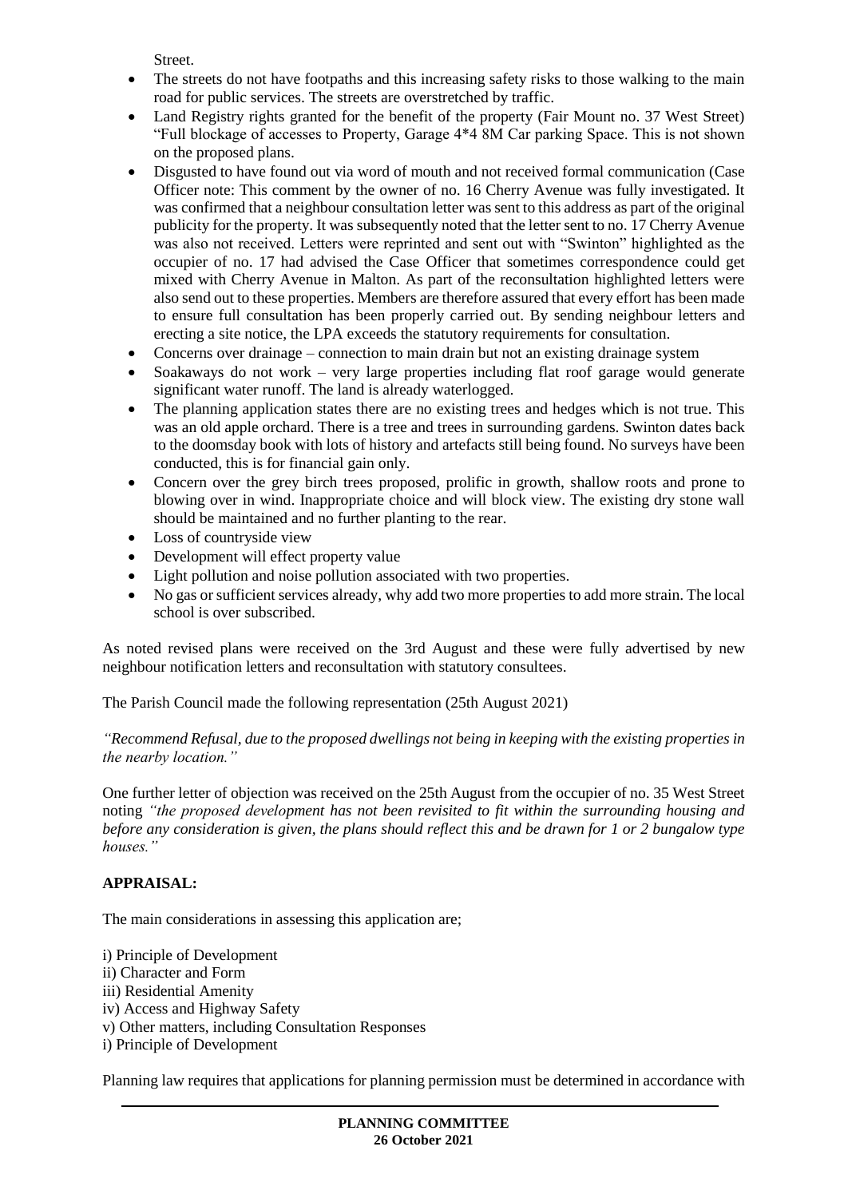Street.

- The streets do not have footpaths and this increasing safety risks to those walking to the main road for public services. The streets are overstretched by traffic.
- Land Registry rights granted for the benefit of the property (Fair Mount no. 37 West Street) "Full blockage of accesses to Property, Garage 4*4 8M Car parking Space. This is not shown on the proposed plans.
- Disgusted to have found out via word of mouth and not received formal communication (Case Officer note: This comment by the owner of no. 16 Cherry Avenue was fully investigated. It was confirmed that a neighbour consultation letter was sent to this address as part of the original publicity for the property. It was subsequently noted that the letter sent to no. 17 Cherry Avenue was also not received. Letters were reprinted and sent out with "Swinton" highlighted as the occupier of no. 17 had advised the Case Officer that sometimes correspondence could get mixed with Cherry Avenue in Malton. As part of the reconsultation highlighted letters were also send out to these properties. Members are therefore assured that every effort has been made to ensure full consultation has been properly carried out. By sending neighbour letters and erecting a site notice, the LPA exceeds the statutory requirements for consultation.
- Concerns over drainage – connection to main drain but not an existing drainage system
- Soakaways do not work – very large properties including flat roof garage would generate significant water runoff. The land is already waterlogged.
- The planning application states there are no existing trees and hedges which is not true. This was an old apple orchard. There is a tree and trees in surrounding gardens. Swinton dates back to the doomsday book with lots of history and artefacts still being found. No surveys have been conducted, this is for financial gain only.
- Concern over the grey birch trees proposed, prolific in growth, shallow roots and prone to blowing over in wind. Inappropriate choice and will block view. The existing dry stone wall should be maintained and no further planting to the rear.
- Loss of countryside view
- Development will effect property value
- Light pollution and noise pollution associated with two properties.
- No gas or sufficient services already, why add two more properties to add more strain. The local school is over subscribed.

As noted revised plans were received on the 3rd August and these were fully advertised by new neighbour notification letters and reconsultation with statutory consultees.

The Parish Council made the following representation (25th August 2021)

*"Recommend Refusal, due to the proposed dwellings not being in keeping with the existing properties in the nearby location."*

One further letter of objection was received on the 25th August from the occupier of no. 35 West Street noting *"the proposed development has not been revisited to fit within the surrounding housing and before any consideration is given, the plans should reflect this and be drawn for 1 or 2 bungalow type houses."*

**APPRAISAL:**

The main considerations in assessing this application are;

i) Principle of Development
ii) Character and Form
iii) Residential Amenity
iv) Access and Highway Safety
v) Other matters, including Consultation Responses
i) Principle of Development

Planning law requires that applications for planning permission must be determined in accordance with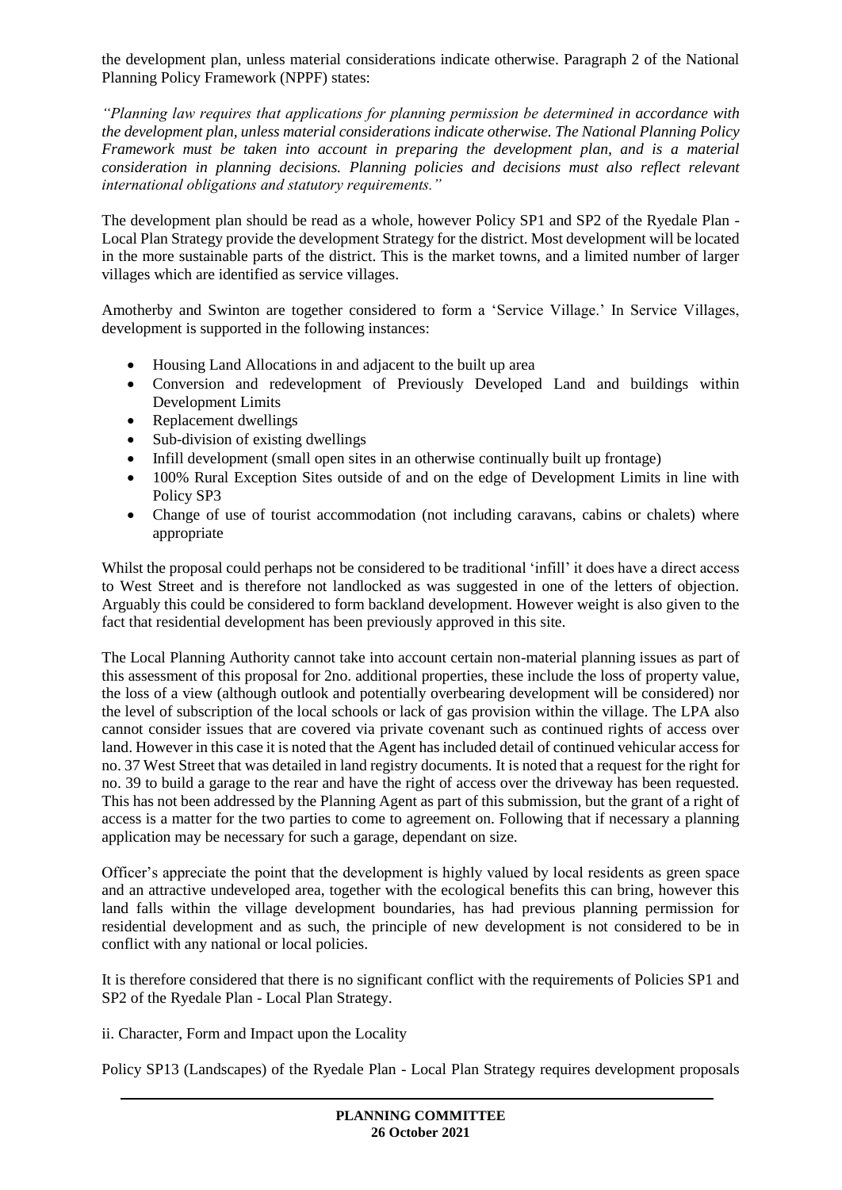the development plan, unless material considerations indicate otherwise. Paragraph 2 of the National Planning Policy Framework (NPPF) states:

*"Planning law requires that applications for planning permission be determined in accordance with the development plan, unless material considerations indicate otherwise. The National Planning Policy Framework must be taken into account in preparing the development plan, and is a material consideration in planning decisions. Planning policies and decisions must also reflect relevant international obligations and statutory requirements."*

The development plan should be read as a whole, however Policy SP1 and SP2 of the Ryedale Plan - Local Plan Strategy provide the development Strategy for the district. Most development will be located in the more sustainable parts of the district. This is the market towns, and a limited number of larger villages which are identified as service villages.

Amotherby and Swinton are together considered to form a 'Service Village.' In Service Villages, development is supported in the following instances:

- Housing Land Allocations in and adjacent to the built up area
- Conversion and redevelopment of Previously Developed Land and buildings within Development Limits
- Replacement dwellings
- Sub-division of existing dwellings
- Infill development (small open sites in an otherwise continually built up frontage)
- 100% Rural Exception Sites outside of and on the edge of Development Limits in line with Policy SP3
- Change of use of tourist accommodation (not including caravans, cabins or chalets) where appropriate

Whilst the proposal could perhaps not be considered to be traditional 'infill' it does have a direct access to West Street and is therefore not landlocked as was suggested in one of the letters of objection. Arguably this could be considered to form backland development. However weight is also given to the fact that residential development has been previously approved in this site.

The Local Planning Authority cannot take into account certain non-material planning issues as part of this assessment of this proposal for 2no. additional properties, these include the loss of property value, the loss of a view (although outlook and potentially overbearing development will be considered) nor the level of subscription of the local schools or lack of gas provision within the village. The LPA also cannot consider issues that are covered via private covenant such as continued rights of access over land. However in this case it is noted that the Agent has included detail of continued vehicular access for no. 37 West Street that was detailed in land registry documents. It is noted that a request for the right for no. 39 to build a garage to the rear and have the right of access over the driveway has been requested. This has not been addressed by the Planning Agent as part of this submission, but the grant of a right of access is a matter for the two parties to come to agreement on. Following that if necessary a planning application may be necessary for such a garage, dependant on size.

Officer's appreciate the point that the development is highly valued by local residents as green space and an attractive undeveloped area, together with the ecological benefits this can bring, however this land falls within the village development boundaries, has had previous planning permission for residential development and as such, the principle of new development is not considered to be in conflict with any national or local policies.

It is therefore considered that there is no significant conflict with the requirements of Policies SP1 and SP2 of the Ryedale Plan - Local Plan Strategy.

ii. Character, Form and Impact upon the Locality

Policy SP13 (Landscapes) of the Ryedale Plan - Local Plan Strategy requires development proposals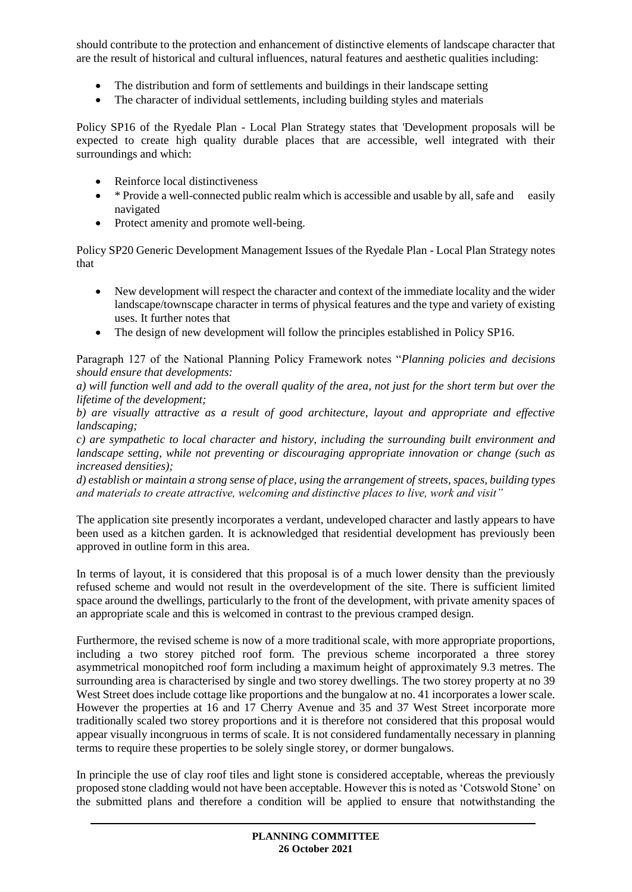should contribute to the protection and enhancement of distinctive elements of landscape character that are the result of historical and cultural influences, natural features and aesthetic qualities including:

- The distribution and form of settlements and buildings in their landscape setting
- The character of individual settlements, including building styles and materials

Policy SP16 of the Ryedale Plan - Local Plan Strategy states that 'Development proposals will be expected to create high quality durable places that are accessible, well integrated with their surroundings and which:

- Reinforce local distinctiveness
- * Provide a well-connected public realm which is accessible and usable by all, safe and easily navigated
- Protect amenity and promote well-being.

Policy SP20 Generic Development Management Issues of the Ryedale Plan - Local Plan Strategy notes that

- New development will respect the character and context of the immediate locality and the wider landscape/townscape character in terms of physical features and the type and variety of existing uses. It further notes that
- The design of new development will follow the principles established in Policy SP16.

Paragraph 127 of the National Planning Policy Framework notes "*Planning policies and decisions should ensure that developments:*

*a) will function well and add to the overall quality of the area, not just for the short term but over the lifetime of the development;*

*b) are visually attractive as a result of good architecture, layout and appropriate and effective landscaping;*

*c) are sympathetic to local character and history, including the surrounding built environment and landscape setting, while not preventing or discouraging appropriate innovation or change (such as increased densities);*

*d) establish or maintain a strong sense of place, using the arrangement of streets, spaces, building types and materials to create attractive, welcoming and distinctive places to live, work and visit"*

The application site presently incorporates a verdant, undeveloped character and lastly appears to have been used as a kitchen garden. It is acknowledged that residential development has previously been approved in outline form in this area.

In terms of layout, it is considered that this proposal is of a much lower density than the previously refused scheme and would not result in the overdevelopment of the site. There is sufficient limited space around the dwellings, particularly to the front of the development, with private amenity spaces of an appropriate scale and this is welcomed in contrast to the previous cramped design.

Furthermore, the revised scheme is now of a more traditional scale, with more appropriate proportions, including a two storey pitched roof form. The previous scheme incorporated a three storey asymmetrical monopitched roof form including a maximum height of approximately 9.3 metres. The surrounding area is characterised by single and two storey dwellings. The two storey property at no 39 West Street does include cottage like proportions and the bungalow at no. 41 incorporates a lower scale. However the properties at 16 and 17 Cherry Avenue and 35 and 37 West Street incorporate more traditionally scaled two storey proportions and it is therefore not considered that this proposal would appear visually incongruous in terms of scale. It is not considered fundamentally necessary in planning terms to require these properties to be solely single storey, or dormer bungalows.

In principle the use of clay roof tiles and light stone is considered acceptable, whereas the previously proposed stone cladding would not have been acceptable. However this is noted as 'Cotswold Stone' on the submitted plans and therefore a condition will be applied to ensure that notwithstanding the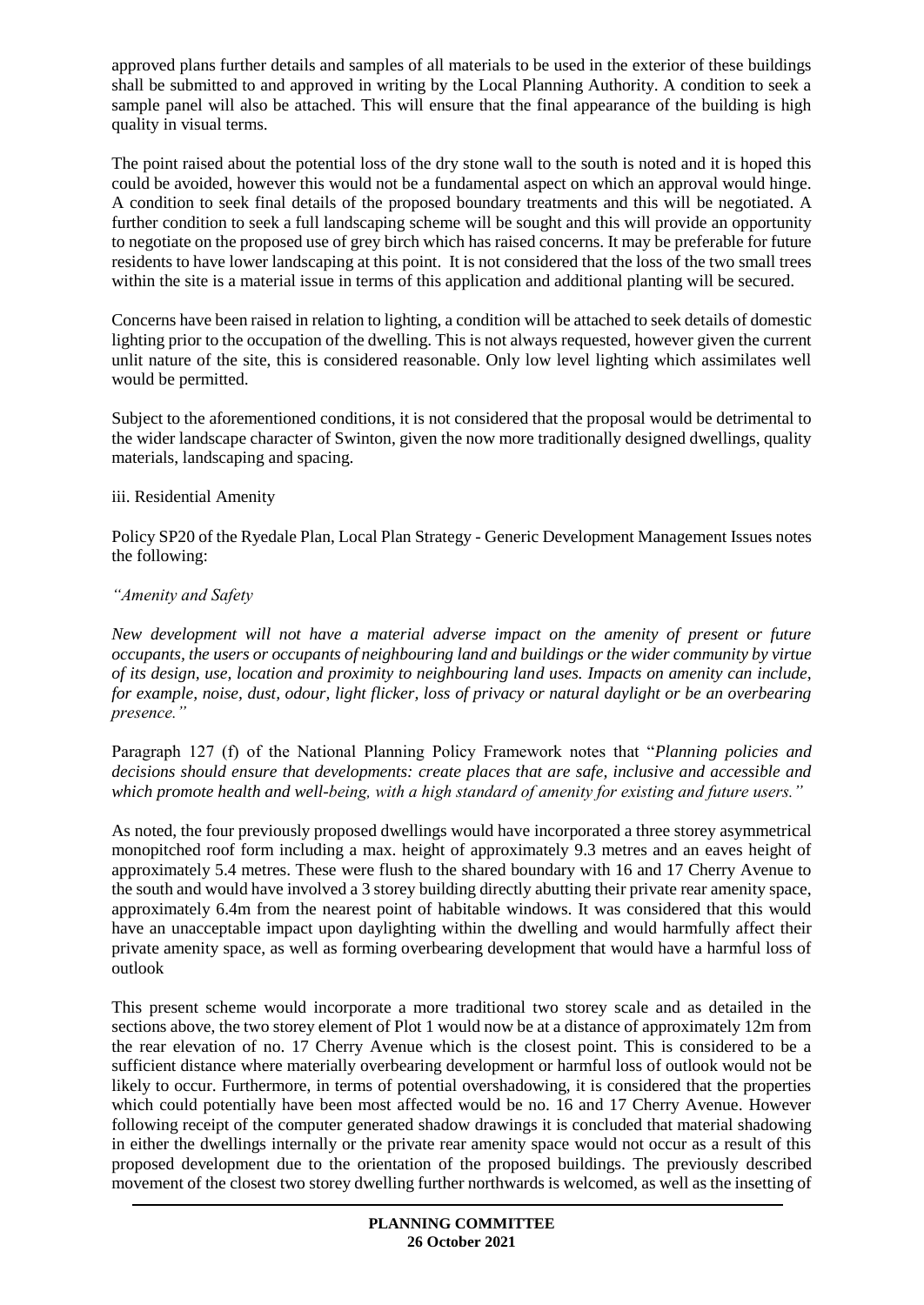approved plans further details and samples of all materials to be used in the exterior of these buildings shall be submitted to and approved in writing by the Local Planning Authority. A condition to seek a sample panel will also be attached. This will ensure that the final appearance of the building is high quality in visual terms.

The point raised about the potential loss of the dry stone wall to the south is noted and it is hoped this could be avoided, however this would not be a fundamental aspect on which an approval would hinge. A condition to seek final details of the proposed boundary treatments and this will be negotiated. A further condition to seek a full landscaping scheme will be sought and this will provide an opportunity to negotiate on the proposed use of grey birch which has raised concerns. It may be preferable for future residents to have lower landscaping at this point. It is not considered that the loss of the two small trees within the site is a material issue in terms of this application and additional planting will be secured.

Concerns have been raised in relation to lighting, a condition will be attached to seek details of domestic lighting prior to the occupation of the dwelling. This is not always requested, however given the current unlit nature of the site, this is considered reasonable. Only low level lighting which assimilates well would be permitted.

Subject to the aforementioned conditions, it is not considered that the proposal would be detrimental to the wider landscape character of Swinton, given the now more traditionally designed dwellings, quality materials, landscaping and spacing.

iii. Residential Amenity

Policy SP20 of the Ryedale Plan, Local Plan Strategy - Generic Development Management Issues notes the following:

*"Amenity and Safety*

*New development will not have a material adverse impact on the amenity of present or future occupants, the users or occupants of neighbouring land and buildings or the wider community by virtue of its design, use, location and proximity to neighbouring land uses. Impacts on amenity can include, for example, noise, dust, odour, light flicker, loss of privacy or natural daylight or be an overbearing presence."*

Paragraph 127 (f) of the National Planning Policy Framework notes that "*Planning policies and decisions should ensure that developments: create places that are safe, inclusive and accessible and which promote health and well-being, with a high standard of amenity for existing and future users."*

As noted, the four previously proposed dwellings would have incorporated a three storey asymmetrical monopitched roof form including a max. height of approximately 9.3 metres and an eaves height of approximately 5.4 metres. These were flush to the shared boundary with 16 and 17 Cherry Avenue to the south and would have involved a 3 storey building directly abutting their private rear amenity space, approximately 6.4m from the nearest point of habitable windows. It was considered that this would have an unacceptable impact upon daylighting within the dwelling and would harmfully affect their private amenity space, as well as forming overbearing development that would have a harmful loss of outlook

This present scheme would incorporate a more traditional two storey scale and as detailed in the sections above, the two storey element of Plot 1 would now be at a distance of approximately 12m from the rear elevation of no. 17 Cherry Avenue which is the closest point. This is considered to be a sufficient distance where materially overbearing development or harmful loss of outlook would not be likely to occur. Furthermore, in terms of potential overshadowing, it is considered that the properties which could potentially have been most affected would be no. 16 and 17 Cherry Avenue. However following receipt of the computer generated shadow drawings it is concluded that material shadowing in either the dwellings internally or the private rear amenity space would not occur as a result of this proposed development due to the orientation of the proposed buildings. The previously described movement of the closest two storey dwelling further northwards is welcomed, as well as the insetting of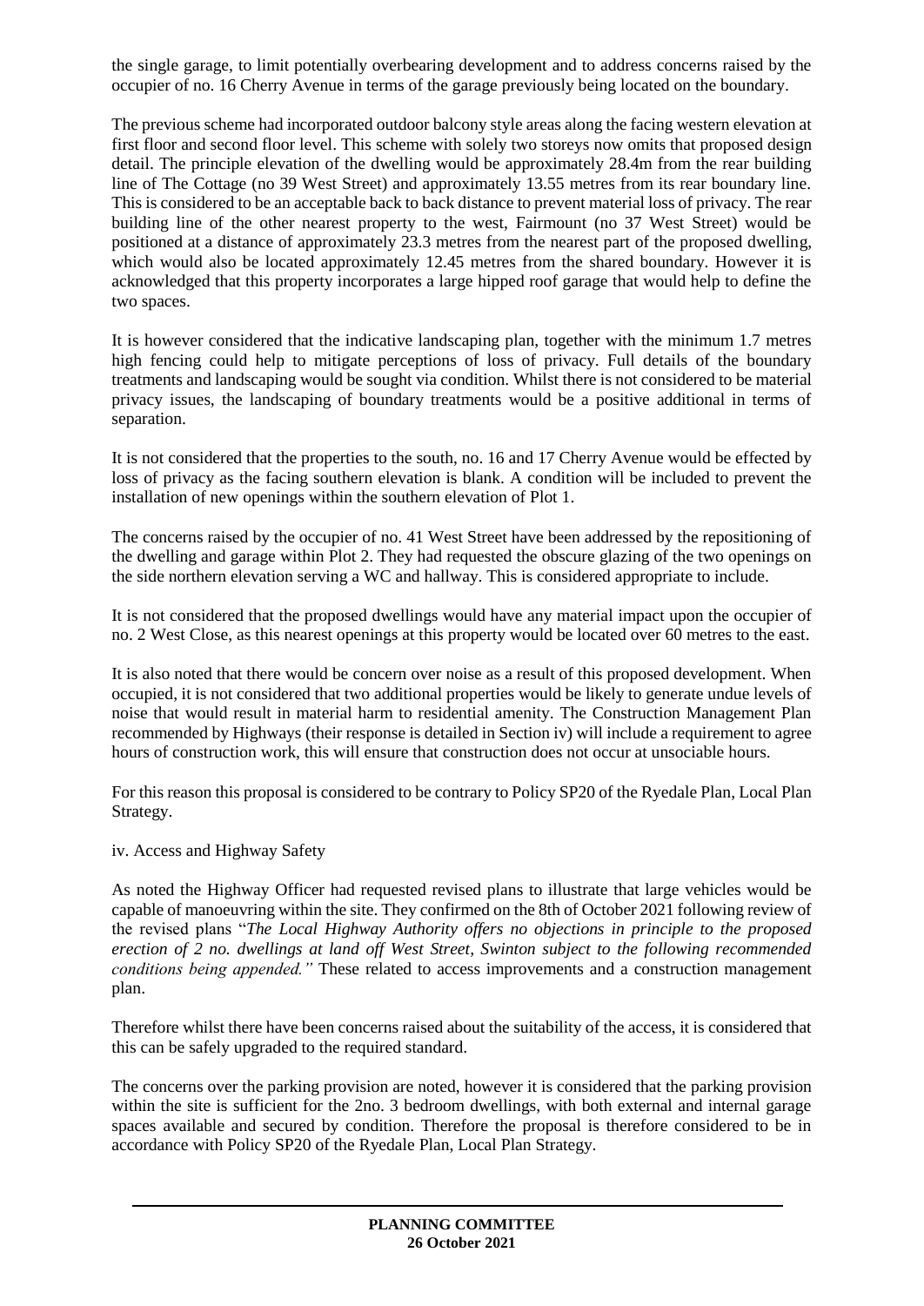the single garage, to limit potentially overbearing development and to address concerns raised by the occupier of no. 16 Cherry Avenue in terms of the garage previously being located on the boundary.

The previous scheme had incorporated outdoor balcony style areas along the facing western elevation at first floor and second floor level. This scheme with solely two storeys now omits that proposed design detail. The principle elevation of the dwelling would be approximately 28.4m from the rear building line of The Cottage (no 39 West Street) and approximately 13.55 metres from its rear boundary line. This is considered to be an acceptable back to back distance to prevent material loss of privacy. The rear building line of the other nearest property to the west, Fairmount (no 37 West Street) would be positioned at a distance of approximately 23.3 metres from the nearest part of the proposed dwelling, which would also be located approximately 12.45 metres from the shared boundary. However it is acknowledged that this property incorporates a large hipped roof garage that would help to define the two spaces.

It is however considered that the indicative landscaping plan, together with the minimum 1.7 metres high fencing could help to mitigate perceptions of loss of privacy. Full details of the boundary treatments and landscaping would be sought via condition. Whilst there is not considered to be material privacy issues, the landscaping of boundary treatments would be a positive additional in terms of separation.

It is not considered that the properties to the south, no. 16 and 17 Cherry Avenue would be effected by loss of privacy as the facing southern elevation is blank. A condition will be included to prevent the installation of new openings within the southern elevation of Plot 1.

The concerns raised by the occupier of no. 41 West Street have been addressed by the repositioning of the dwelling and garage within Plot 2. They had requested the obscure glazing of the two openings on the side northern elevation serving a WC and hallway. This is considered appropriate to include.

It is not considered that the proposed dwellings would have any material impact upon the occupier of no. 2 West Close, as this nearest openings at this property would be located over 60 metres to the east.

It is also noted that there would be concern over noise as a result of this proposed development. When occupied, it is not considered that two additional properties would be likely to generate undue levels of noise that would result in material harm to residential amenity. The Construction Management Plan recommended by Highways (their response is detailed in Section iv) will include a requirement to agree hours of construction work, this will ensure that construction does not occur at unsociable hours.

For this reason this proposal is considered to be contrary to Policy SP20 of the Ryedale Plan, Local Plan Strategy.

iv. Access and Highway Safety

As noted the Highway Officer had requested revised plans to illustrate that large vehicles would be capable of manoeuvring within the site. They confirmed on the 8th of October 2021 following review of the revised plans "*The Local Highway Authority offers no objections in principle to the proposed erection of 2 no. dwellings at land off West Street, Swinton subject to the following recommended conditions being appended."* These related to access improvements and a construction management plan.

Therefore whilst there have been concerns raised about the suitability of the access, it is considered that this can be safely upgraded to the required standard.

The concerns over the parking provision are noted, however it is considered that the parking provision within the site is sufficient for the 2no. 3 bedroom dwellings, with both external and internal garage spaces available and secured by condition. Therefore the proposal is therefore considered to be in accordance with Policy SP20 of the Ryedale Plan, Local Plan Strategy.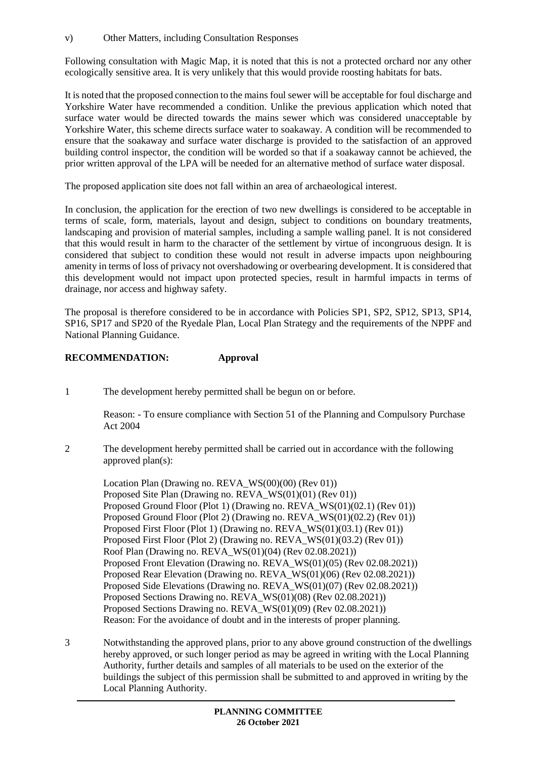v) Other Matters, including Consultation Responses

Following consultation with Magic Map, it is noted that this is not a protected orchard nor any other ecologically sensitive area. It is very unlikely that this would provide roosting habitats for bats.

It is noted that the proposed connection to the mains foul sewer will be acceptable for foul discharge and Yorkshire Water have recommended a condition. Unlike the previous application which noted that surface water would be directed towards the mains sewer which was considered unacceptable by Yorkshire Water, this scheme directs surface water to soakaway. A condition will be recommended to ensure that the soakaway and surface water discharge is provided to the satisfaction of an approved building control inspector, the condition will be worded so that if a soakaway cannot be achieved, the prior written approval of the LPA will be needed for an alternative method of surface water disposal.

The proposed application site does not fall within an area of archaeological interest.

In conclusion, the application for the erection of two new dwellings is considered to be acceptable in terms of scale, form, materials, layout and design, subject to conditions on boundary treatments, landscaping and provision of material samples, including a sample walling panel. It is not considered that this would result in harm to the character of the settlement by virtue of incongruous design. It is considered that subject to condition these would not result in adverse impacts upon neighbouring amenity in terms of loss of privacy not overshadowing or overbearing development. It is considered that this development would not impact upon protected species, result in harmful impacts in terms of drainage, nor access and highway safety.

The proposal is therefore considered to be in accordance with Policies SP1, SP2, SP12, SP13, SP14, SP16, SP17 and SP20 of the Ryedale Plan, Local Plan Strategy and the requirements of the NPPF and National Planning Guidance.

**RECOMMENDATION: Approval**

1 The development hereby permitted shall be begun on or before.

Reason: - To ensure compliance with Section 51 of the Planning and Compulsory Purchase Act 2004

2 The development hereby permitted shall be carried out in accordance with the following approved plan(s):

Location Plan (Drawing no. REVA_WS(00)(00) (Rev 01))
Proposed Site Plan (Drawing no. REVA_WS(01)(01) (Rev 01))
Proposed Ground Floor (Plot 1) (Drawing no. REVA_WS(01)(02.1) (Rev 01))
Proposed Ground Floor (Plot 2) (Drawing no. REVA_WS(01)(02.2) (Rev 01))
Proposed First Floor (Plot 1) (Drawing no. REVA_WS(01)(03.1) (Rev 01))
Proposed First Floor (Plot 2) (Drawing no. REVA_WS(01)(03.2) (Rev 01))
Roof Plan (Drawing no. REVA_WS(01)(04) (Rev 02.08.2021))
Proposed Front Elevation (Drawing no. REVA_WS(01)(05) (Rev 02.08.2021))
Proposed Rear Elevation (Drawing no. REVA_WS(01)(06) (Rev 02.08.2021))
Proposed Side Elevations (Drawing no. REVA_WS(01)(07) (Rev 02.08.2021))
Proposed Sections Drawing no. REVA_WS(01)(08) (Rev 02.08.2021))
Proposed Sections Drawing no. REVA_WS(01)(09) (Rev 02.08.2021))
Reason: For the avoidance of doubt and in the interests of proper planning.

3 Notwithstanding the approved plans, prior to any above ground construction of the dwellings hereby approved, or such longer period as may be agreed in writing with the Local Planning Authority, further details and samples of all materials to be used on the exterior of the buildings the subject of this permission shall be submitted to and approved in writing by the Local Planning Authority.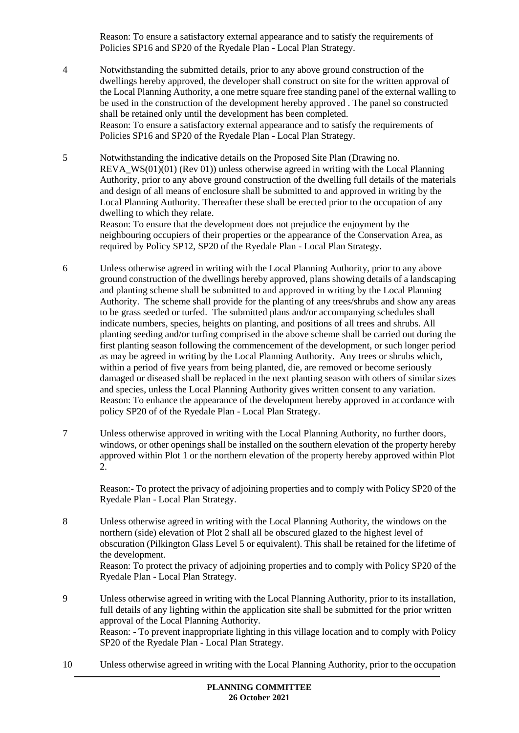Reason: To ensure a satisfactory external appearance and to satisfy the requirements of Policies SP16 and SP20 of the Ryedale Plan - Local Plan Strategy.

4 Notwithstanding the submitted details, prior to any above ground construction of the dwellings hereby approved, the developer shall construct on site for the written approval of the Local Planning Authority, a one metre square free standing panel of the external walling to be used in the construction of the development hereby approved . The panel so constructed shall be retained only until the development has been completed.
Reason: To ensure a satisfactory external appearance and to satisfy the requirements of Policies SP16 and SP20 of the Ryedale Plan - Local Plan Strategy.

5 Notwithstanding the indicative details on the Proposed Site Plan (Drawing no. REVA_WS(01)(01) (Rev 01)) unless otherwise agreed in writing with the Local Planning Authority, prior to any above ground construction of the dwelling full details of the materials and design of all means of enclosure shall be submitted to and approved in writing by the Local Planning Authority. Thereafter these shall be erected prior to the occupation of any dwelling to which they relate.
Reason: To ensure that the development does not prejudice the enjoyment by the neighbouring occupiers of their properties or the appearance of the Conservation Area, as required by Policy SP12, SP20 of the Ryedale Plan - Local Plan Strategy.

6 Unless otherwise agreed in writing with the Local Planning Authority, prior to any above ground construction of the dwellings hereby approved, plans showing details of a landscaping and planting scheme shall be submitted to and approved in writing by the Local Planning Authority. The scheme shall provide for the planting of any trees/shrubs and show any areas to be grass seeded or turfed. The submitted plans and/or accompanying schedules shall indicate numbers, species, heights on planting, and positions of all trees and shrubs. All planting seeding and/or turfing comprised in the above scheme shall be carried out during the first planting season following the commencement of the development, or such longer period as may be agreed in writing by the Local Planning Authority. Any trees or shrubs which, within a period of five years from being planted, die, are removed or become seriously damaged or diseased shall be replaced in the next planting season with others of similar sizes and species, unless the Local Planning Authority gives written consent to any variation.
Reason: To enhance the appearance of the development hereby approved in accordance with policy SP20 of of the Ryedale Plan - Local Plan Strategy.

7 Unless otherwise approved in writing with the Local Planning Authority, no further doors, windows, or other openings shall be installed on the southern elevation of the property hereby approved within Plot 1 or the northern elevation of the property hereby approved within Plot 2.

Reason:- To protect the privacy of adjoining properties and to comply with Policy SP20 of the Ryedale Plan - Local Plan Strategy.

8 Unless otherwise agreed in writing with the Local Planning Authority, the windows on the northern (side) elevation of Plot 2 shall all be obscured glazed to the highest level of obscuration (Pilkington Glass Level 5 or equivalent). This shall be retained for the lifetime of the development.
Reason: To protect the privacy of adjoining properties and to comply with Policy SP20 of the Ryedale Plan - Local Plan Strategy.

9 Unless otherwise agreed in writing with the Local Planning Authority, prior to its installation, full details of any lighting within the application site shall be submitted for the prior written approval of the Local Planning Authority.
Reason: - To prevent inappropriate lighting in this village location and to comply with Policy SP20 of the Ryedale Plan - Local Plan Strategy.

10 Unless otherwise agreed in writing with the Local Planning Authority, prior to the occupation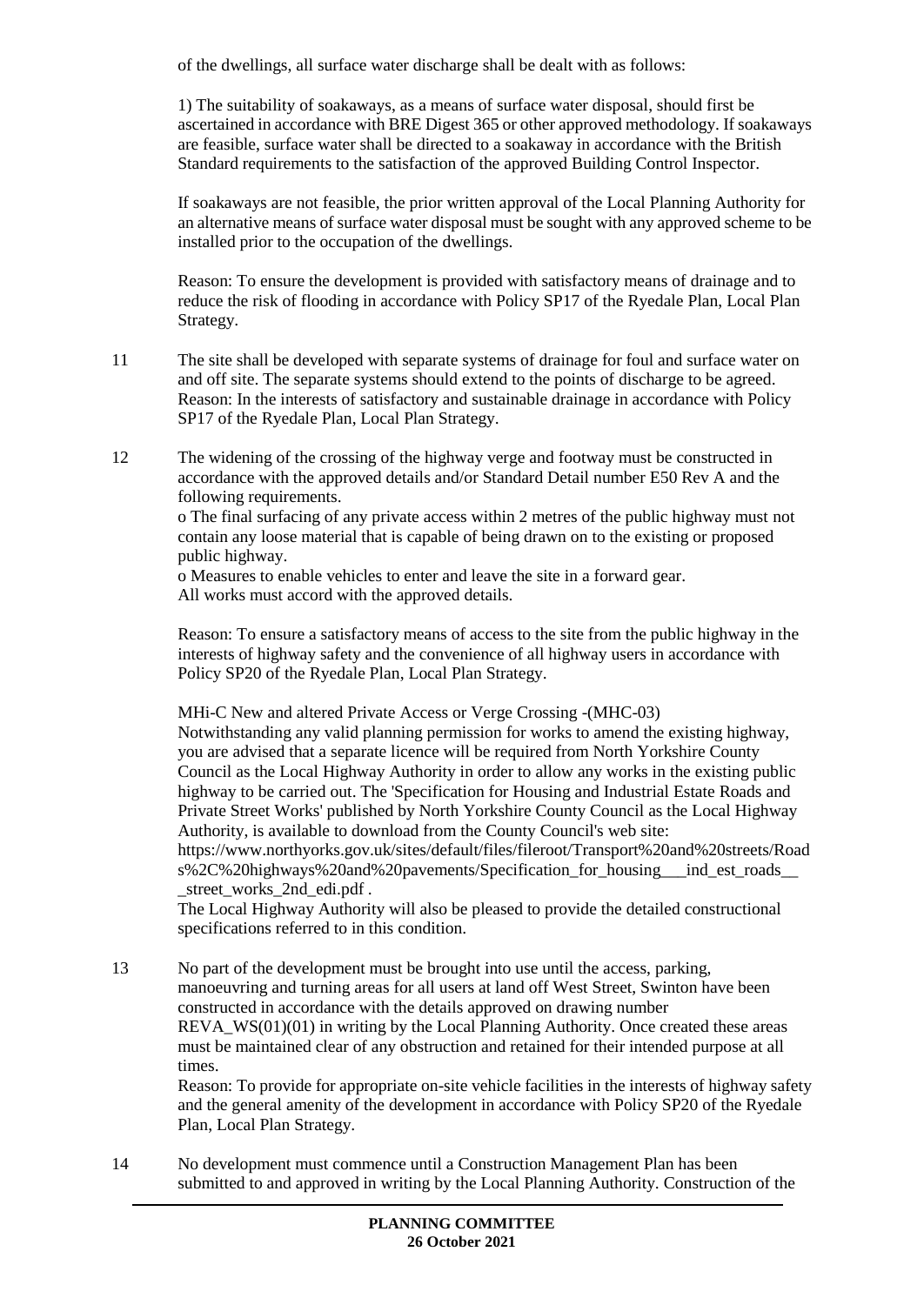of the dwellings, all surface water discharge shall be dealt with as follows:

1) The suitability of soakaways, as a means of surface water disposal, should first be ascertained in accordance with BRE Digest 365 or other approved methodology. If soakaways are feasible, surface water shall be directed to a soakaway in accordance with the British Standard requirements to the satisfaction of the approved Building Control Inspector.

If soakaways are not feasible, the prior written approval of the Local Planning Authority for an alternative means of surface water disposal must be sought with any approved scheme to be installed prior to the occupation of the dwellings.

Reason: To ensure the development is provided with satisfactory means of drainage and to reduce the risk of flooding in accordance with Policy SP17 of the Ryedale Plan, Local Plan Strategy.

11 The site shall be developed with separate systems of drainage for foul and surface water on and off site. The separate systems should extend to the points of discharge to be agreed. Reason: In the interests of satisfactory and sustainable drainage in accordance with Policy SP17 of the Ryedale Plan, Local Plan Strategy.

12 The widening of the crossing of the highway verge and footway must be constructed in accordance with the approved details and/or Standard Detail number E50 Rev A and the following requirements.

o The final surfacing of any private access within 2 metres of the public highway must not contain any loose material that is capable of being drawn on to the existing or proposed public highway.

o Measures to enable vehicles to enter and leave the site in a forward gear.

All works must accord with the approved details.

Reason: To ensure a satisfactory means of access to the site from the public highway in the interests of highway safety and the convenience of all highway users in accordance with Policy SP20 of the Ryedale Plan, Local Plan Strategy.

MHi-C New and altered Private Access or Verge Crossing -(MHC-03)

Notwithstanding any valid planning permission for works to amend the existing highway, you are advised that a separate licence will be required from North Yorkshire County Council as the Local Highway Authority in order to allow any works in the existing public highway to be carried out. The 'Specification for Housing and Industrial Estate Roads and Private Street Works' published by North Yorkshire County Council as the Local Highway Authority, is available to download from the County Council's web site: https://www.northyorks.gov.uk/sites/default/files/fileroot/Transport%20and%20streets/Roads%2C%20highways%20and%20pavements/Specification_for_housing___ind_est_roads___street_works_2nd_edi.pdf .

The Local Highway Authority will also be pleased to provide the detailed constructional specifications referred to in this condition.

13 No part of the development must be brought into use until the access, parking, manoeuvring and turning areas for all users at land off West Street, Swinton have been constructed in accordance with the details approved on drawing number REVA_WS(01)(01) in writing by the Local Planning Authority. Once created these areas must be maintained clear of any obstruction and retained for their intended purpose at all times.

Reason: To provide for appropriate on-site vehicle facilities in the interests of highway safety and the general amenity of the development in accordance with Policy SP20 of the Ryedale Plan, Local Plan Strategy.

14 No development must commence until a Construction Management Plan has been submitted to and approved in writing by the Local Planning Authority. Construction of the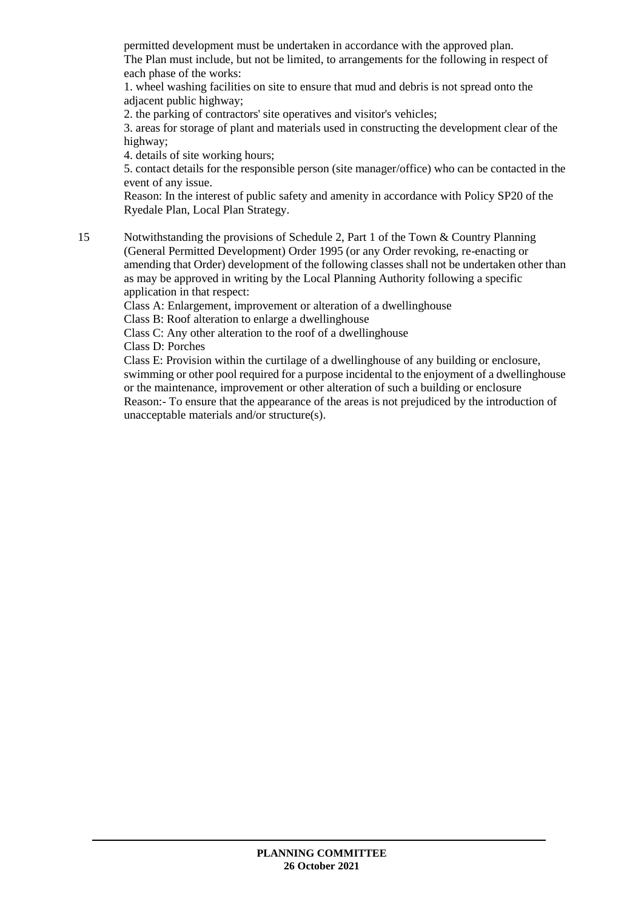permitted development must be undertaken in accordance with the approved plan.
The Plan must include, but not be limited, to arrangements for the following in respect of each phase of the works:

1. wheel washing facilities on site to ensure that mud and debris is not spread onto the adjacent public highway;
2. the parking of contractors' site operatives and visitor's vehicles;
3. areas for storage of plant and materials used in constructing the development clear of the highway;
4. details of site working hours;
5. contact details for the responsible person (site manager/office) who can be contacted in the event of any issue.

Reason: In the interest of public safety and amenity in accordance with Policy SP20 of the Ryedale Plan, Local Plan Strategy.

15 Notwithstanding the provisions of Schedule 2, Part 1 of the Town & Country Planning (General Permitted Development) Order 1995 (or any Order revoking, re-enacting or amending that Order) development of the following classes shall not be undertaken other than as may be approved in writing by the Local Planning Authority following a specific application in that respect:

Class A: Enlargement, improvement or alteration of a dwellinghouse
Class B: Roof alteration to enlarge a dwellinghouse
Class C: Any other alteration to the roof of a dwellinghouse
Class D: Porches
Class E: Provision within the curtilage of a dwellinghouse of any building or enclosure, swimming or other pool required for a purpose incidental to the enjoyment of a dwellinghouse or the maintenance, improvement or other alteration of such a building or enclosure

Reason:- To ensure that the appearance of the areas is not prejudiced by the introduction of unacceptable materials and/or structure(s).